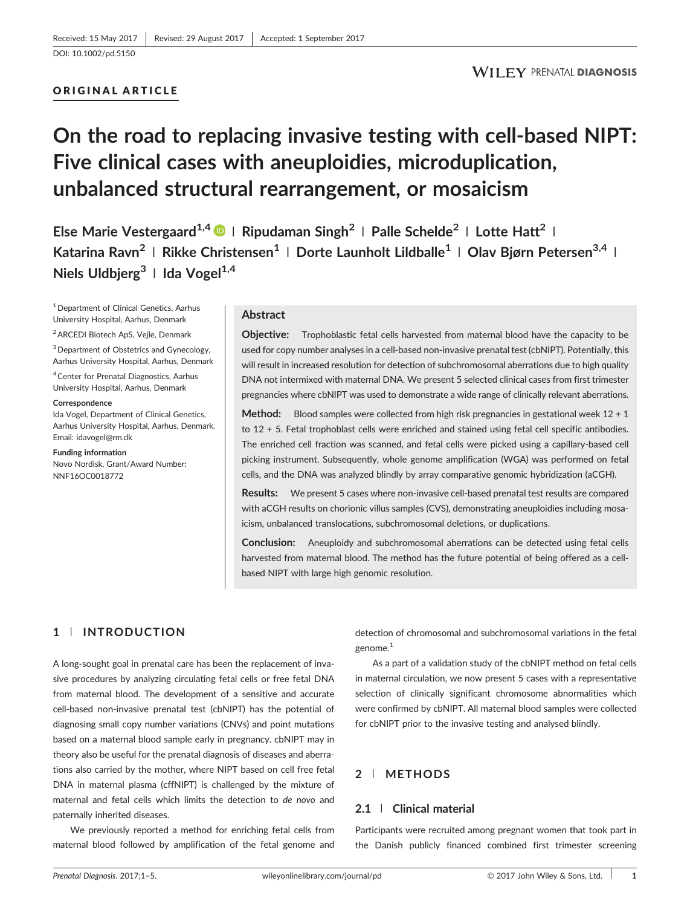Received: 15 May 2017 | Revised: 29 August 2017 | Accepted: 1 September 2017

DOI: 10.1002/pd.5150

ORIGINAL ARTICLE

# On the road to replacing invasive testing with cell-based NIPT: Five clinical cases with aneuploidies, microduplication, unbalanced structural rearrangement, or mosaicism

**Else Marie Vestergaard[1,4] | Ripudaman Singh[2] | Palle Schelde[2] | Lotte Hatt[2] | Katarina Ravn[2] | Rikke Christensen[1] | Dorte Launholt Lildballe[1] | Olav Bjørn Petersen[3,4] | Niels Uldbjerg[3] | Ida Vogel[1,4]**

[1] Department of Clinical Genetics, Aarhus University Hospital, Aarhus, Denmark

[2] ARCEDI Biotech ApS, Vejle, Denmark

[3] Department of Obstetrics and Gynecology, Aarhus University Hospital, Aarhus, Denmark

[4] Center for Prenatal Diagnostics, Aarhus University Hospital, Aarhus, Denmark

**Correspondence**
Ida Vogel, Department of Clinical Genetics, Aarhus University Hospital, Aarhus, Denmark.
Email: idavogel@rm.dk

**Funding information**
Novo Nordisk, Grant/Award Number: NNF16OC0018772

## Abstract

**Objective:** Trophoblastic fetal cells harvested from maternal blood have the capacity to be used for copy number analyses in a cell-based non-invasive prenatal test (cbNIPT). Potentially, this will result in increased resolution for detection of subchromosomal aberrations due to high quality DNA not intermixed with maternal DNA. We present 5 selected clinical cases from first trimester pregnancies where cbNIPT was used to demonstrate a wide range of clinically relevant aberrations.

**Method:** Blood samples were collected from high risk pregnancies in gestational week 12 + 1 to 12 + 5. Fetal trophoblast cells were enriched and stained using fetal cell specific antibodies. The enriched cell fraction was scanned, and fetal cells were picked using a capillary-based cell picking instrument. Subsequently, whole genome amplification (WGA) was performed on fetal cells, and the DNA was analyzed blindly by array comparative genomic hybridization (aCGH).

**Results:** We present 5 cases where non-invasive cell-based prenatal test results are compared with aCGH results on chorionic villus samples (CVS), demonstrating aneuploidies including mosaicism, unbalanced translocations, subchromosomal deletions, or duplications.

**Conclusion:** Aneuploidy and subchromosomal aberrations can be detected using fetal cells harvested from maternal blood. The method has the future potential of being offered as a cell-based NIPT with large high genomic resolution.

## 1 | INTRODUCTION

A long-sought goal in prenatal care has been the replacement of invasive procedures by analyzing circulating fetal cells or free fetal DNA from maternal blood. The development of a sensitive and accurate cell-based non-invasive prenatal test (cbNIPT) has the potential of diagnosing small copy number variations (CNVs) and point mutations based on a maternal blood sample early in pregnancy. cbNIPT may in theory also be useful for the prenatal diagnosis of diseases and aberrations also carried by the mother, where NIPT based on cell free fetal DNA in maternal plasma (cffNIPT) is challenged by the mixture of maternal and fetal cells which limits the detection to *de novo* and paternally inherited diseases.

We previously reported a method for enriching fetal cells from maternal blood followed by amplification of the fetal genome and detection of chromosomal and subchromosomal variations in the fetal genome.[1]

As a part of a validation study of the cbNIPT method on fetal cells in maternal circulation, we now present 5 cases with a representative selection of clinically significant chromosome abnormalities which were confirmed by cbNIPT. All maternal blood samples were collected for cbNIPT prior to the invasive testing and analysed blindly.

## 2 | METHODS

### 2.1 | Clinical material

Participants were recruited among pregnant women that took part in the Danish publicly financed combined first trimester screening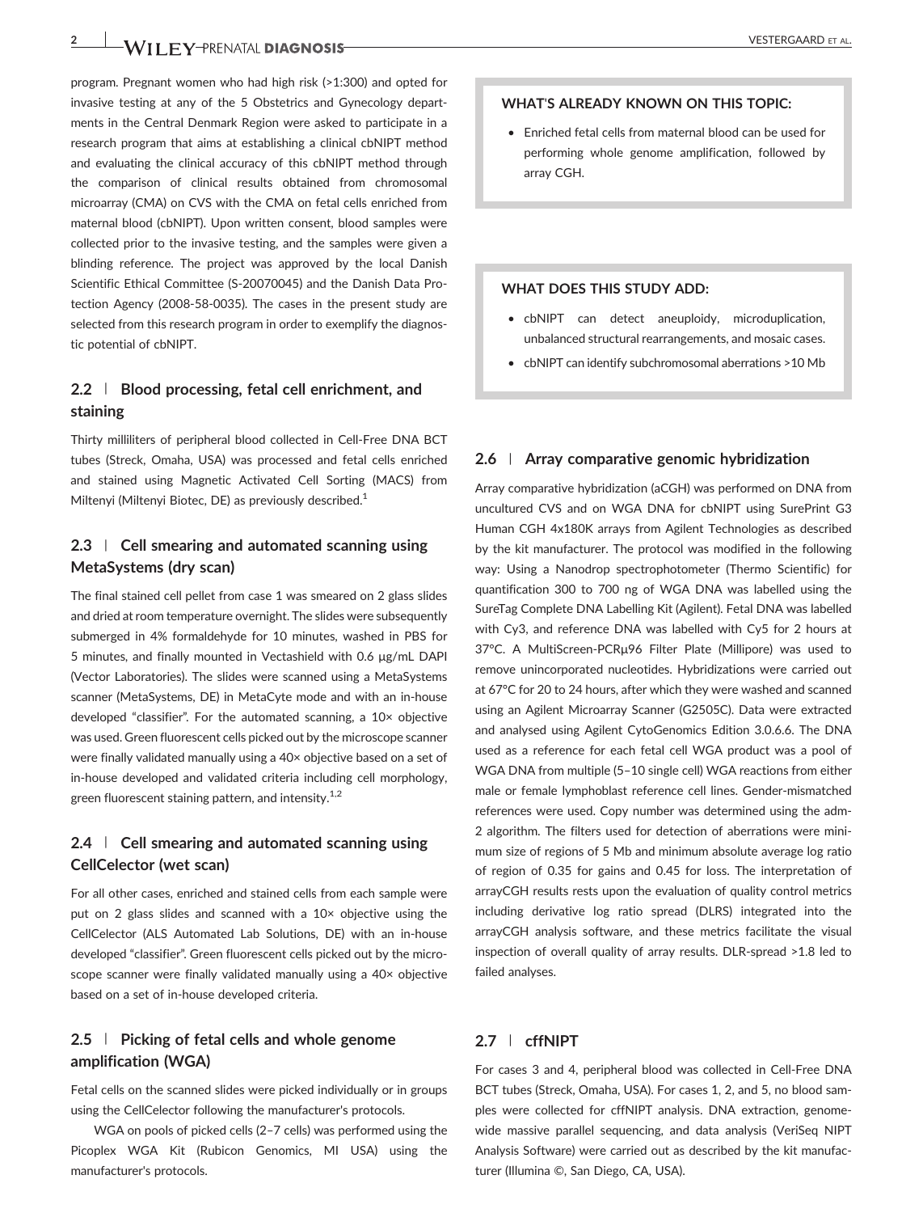program. Pregnant women who had high risk (>1:300) and opted for invasive testing at any of the 5 Obstetrics and Gynecology departments in the Central Denmark Region were asked to participate in a research program that aims at establishing a clinical cbNIPT method and evaluating the clinical accuracy of this cbNIPT method through the comparison of clinical results obtained from chromosomal microarray (CMA) on CVS with the CMA on fetal cells enriched from maternal blood (cbNIPT). Upon written consent, blood samples were collected prior to the invasive testing, and the samples were given a blinding reference. The project was approved by the local Danish Scientific Ethical Committee (S-20070045) and the Danish Data Protection Agency (2008-58-0035). The cases in the present study are selected from this research program in order to exemplify the diagnostic potential of cbNIPT.

## 2.2 | Blood processing, fetal cell enrichment, and staining

Thirty milliliters of peripheral blood collected in Cell-Free DNA BCT tubes (Streck, Omaha, USA) was processed and fetal cells enriched and stained using Magnetic Activated Cell Sorting (MACS) from Miltenyi (Miltenyi Biotec, DE) as previously described.[1]

## 2.3 | Cell smearing and automated scanning using MetaSystems (dry scan)

The final stained cell pellet from case 1 was smeared on 2 glass slides and dried at room temperature overnight. The slides were subsequently submerged in 4% formaldehyde for 10 minutes, washed in PBS for 5 minutes, and finally mounted in Vectashield with 0.6 μg/mL DAPI (Vector Laboratories). The slides were scanned using a MetaSystems scanner (MetaSystems, DE) in MetaCyte mode and with an in-house developed "classifier". For the automated scanning, a 10× objective was used. Green fluorescent cells picked out by the microscope scanner were finally validated manually using a 40× objective based on a set of in-house developed and validated criteria including cell morphology, green fluorescent staining pattern, and intensity.[1,2]

## 2.4 | Cell smearing and automated scanning using CellCelector (wet scan)

For all other cases, enriched and stained cells from each sample were put on 2 glass slides and scanned with a 10× objective using the CellCelector (ALS Automated Lab Solutions, DE) with an in-house developed "classifier". Green fluorescent cells picked out by the microscope scanner were finally validated manually using a 40× objective based on a set of in-house developed criteria.

## 2.5 | Picking of fetal cells and whole genome amplification (WGA)

Fetal cells on the scanned slides were picked individually or in groups using the CellCelector following the manufacturer's protocols.

WGA on pools of picked cells (2–7 cells) was performed using the Picoplex WGA Kit (Rubicon Genomics, MI USA) using the manufacturer's protocols.

> **WHAT'S ALREADY KNOWN ON THIS TOPIC:**
>
> - Enriched fetal cells from maternal blood can be used for performing whole genome amplification, followed by array CGH.

> **WHAT DOES THIS STUDY ADD:**
>
> - cbNIPT can detect aneuploidy, microduplication, unbalanced structural rearrangements, and mosaic cases.
> - cbNIPT can identify subchromosomal aberrations >10 Mb

## 2.6 | Array comparative genomic hybridization

Array comparative hybridization (aCGH) was performed on DNA from uncultured CVS and on WGA DNA for cbNIPT using SurePrint G3 Human CGH 4x180K arrays from Agilent Technologies as described by the kit manufacturer. The protocol was modified in the following way: Using a Nanodrop spectrophotometer (Thermo Scientific) for quantification 300 to 700 ng of WGA DNA was labelled using the SureTag Complete DNA Labelling Kit (Agilent). Fetal DNA was labelled with Cy3, and reference DNA was labelled with Cy5 for 2 hours at 37°C. A MultiScreen-PCRμ96 Filter Plate (Millipore) was used to remove unincorporated nucleotides. Hybridizations were carried out at 67°C for 20 to 24 hours, after which they were washed and scanned using an Agilent Microarray Scanner (G2505C). Data were extracted and analysed using Agilent CytoGenomics Edition 3.0.6.6. The DNA used as a reference for each fetal cell WGA product was a pool of WGA DNA from multiple (5–10 single cell) WGA reactions from either male or female lymphoblast reference cell lines. Gender-mismatched references were used. Copy number was determined using the adm-2 algorithm. The filters used for detection of aberrations were minimum size of regions of 5 Mb and minimum absolute average log ratio of region of 0.35 for gains and 0.45 for loss. The interpretation of arrayCGH results rests upon the evaluation of quality control metrics including derivative log ratio spread (DLRS) integrated into the arrayCGH analysis software, and these metrics facilitate the visual inspection of overall quality of array results. DLR-spread >1.8 led to failed analyses.

## 2.7 | cffNIPT

For cases 3 and 4, peripheral blood was collected in Cell-Free DNA BCT tubes (Streck, Omaha, USA). For cases 1, 2, and 5, no blood samples were collected for cffNIPT analysis. DNA extraction, genome-wide massive parallel sequencing, and data analysis (VeriSeq NIPT Analysis Software) were carried out as described by the kit manufacturer (Illumina ©, San Diego, CA, USA).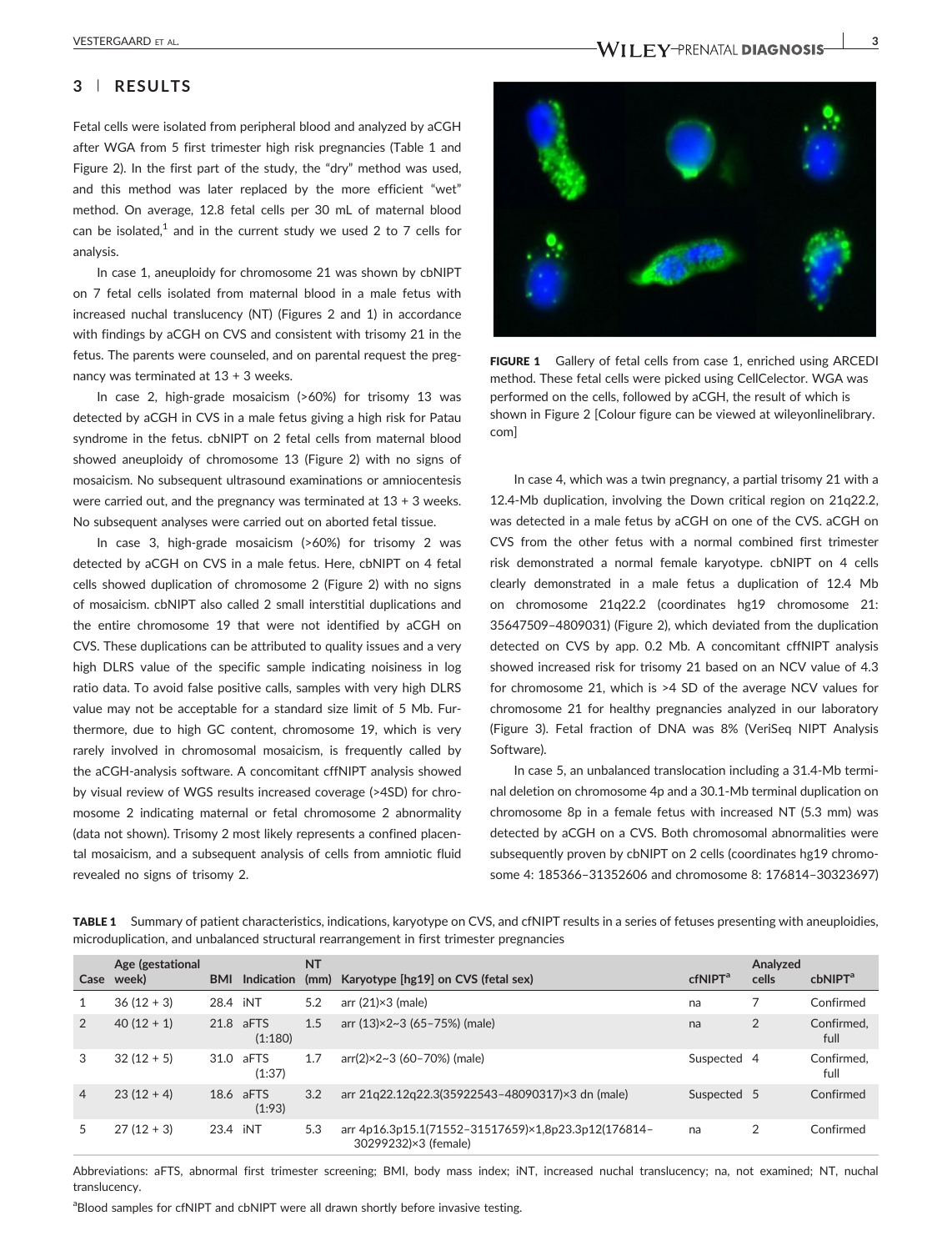## 3 | RESULTS

Fetal cells were isolated from peripheral blood and analyzed by aCGH after WGA from 5 first trimester high risk pregnancies (Table 1 and Figure 2). In the first part of the study, the "dry" method was used, and this method was later replaced by the more efficient "wet" method. On average, 12.8 fetal cells per 30 mL of maternal blood can be isolated,[1] and in the current study we used 2 to 7 cells for analysis.

In case 1, aneuploidy for chromosome 21 was shown by cbNIPT on 7 fetal cells isolated from maternal blood in a male fetus with increased nuchal translucency (NT) (Figures 2 and 1) in accordance with findings by aCGH on CVS and consistent with trisomy 21 in the fetus. The parents were counseled, and on parental request the pregnancy was terminated at 13 + 3 weeks.

In case 2, high-grade mosaicism (>60%) for trisomy 13 was detected by aCGH in CVS in a male fetus giving a high risk for Patau syndrome in the fetus. cbNIPT on 2 fetal cells from maternal blood showed aneuploidy of chromosome 13 (Figure 2) with no signs of mosaicism. No subsequent ultrasound examinations or amniocentesis were carried out, and the pregnancy was terminated at 13 + 3 weeks. No subsequent analyses were carried out on aborted fetal tissue.

In case 3, high-grade mosaicism (>60%) for trisomy 2 was detected by aCGH on CVS in a male fetus. Here, cbNIPT on 4 fetal cells showed duplication of chromosome 2 (Figure 2) with no signs of mosaicism. cbNIPT also called 2 small interstitial duplications and the entire chromosome 19 that were not identified by aCGH on CVS. These duplications can be attributed to quality issues and a very high DLRS value of the specific sample indicating noisiness in log ratio data. To avoid false positive calls, samples with very high DLRS value may not be acceptable for a standard size limit of 5 Mb. Furthermore, due to high GC content, chromosome 19, which is very rarely involved in chromosomal mosaicism, is frequently called by the aCGH-analysis software. A concomitant cffNIPT analysis showed by visual review of WGS results increased coverage (>4SD) for chromosome 2 indicating maternal or fetal chromosome 2 abnormality (data not shown). Trisomy 2 most likely represents a confined placental mosaicism, and a subsequent analysis of cells from amniotic fluid revealed no signs of trisomy 2.

FIGURE 1 Gallery of fetal cells from case 1, enriched using ARCEDI method. These fetal cells were picked using CellCelector. WGA was performed on the cells, followed by aCGH, the result of which is shown in Figure 2 [Colour figure can be viewed at wileyonlinelibrary.com]

In case 4, which was a twin pregnancy, a partial trisomy 21 with a 12.4-Mb duplication, involving the Down critical region on 21q22.2, was detected in a male fetus by aCGH on one of the CVS. aCGH on CVS from the other fetus with a normal combined first trimester risk demonstrated a normal female karyotype. cbNIPT on 4 cells clearly demonstrated in a male fetus a duplication of 12.4 Mb on chromosome 21q22.2 (coordinates hg19 chromosome 21: 35647509–4809031) (Figure 2), which deviated from the duplication detected on CVS by app. 0.2 Mb. A concomitant cffNIPT analysis showed increased risk for trisomy 21 based on an NCV value of 4.3 for chromosome 21, which is >4 SD of the average NCV values for chromosome 21 for healthy pregnancies analyzed in our laboratory (Figure 3). Fetal fraction of DNA was 8% (VeriSeq NIPT Analysis Software).

In case 5, an unbalanced translocation including a 31.4-Mb terminal deletion on chromosome 4p and a 30.1-Mb terminal duplication on chromosome 8p in a female fetus with increased NT (5.3 mm) was detected by aCGH on a CVS. Both chromosomal abnormalities were subsequently proven by cbNIPT on 2 cells (coordinates hg19 chromosome 4: 185366–31352606 and chromosome 8: 176814–30323697)

TABLE 1 Summary of patient characteristics, indications, karyotype on CVS, and cfNIPT results in a series of fetuses presenting with aneuploidies, microduplication, and unbalanced structural rearrangement in first trimester pregnancies

| Case | Age (gestational week) | BMI | Indication | NT (mm) | Karyotype [hg19] on CVS (fetal sex) | cfNIPT[a] | Analyzed cells | cbNIPT[a] |
|---|---|---|---|---|---|---|---|---|
| 1 | 36 (12 + 3) | 28.4 | iNT | 5.2 | arr (21)×3 (male) | na | 7 | Confirmed |
| 2 | 40 (12 + 1) | 21.8 | aFTS (1:180) | 1.5 | arr (13)×2~3 (65–75%) (male) | na | 2 | Confirmed, full |
| 3 | 32 (12 + 5) | 31.0 | aFTS (1:37) | 1.7 | arr(2)×2~3 (60–70%) (male) | Suspected | 4 | Confirmed, full |
| 4 | 23 (12 + 4) | 18.6 | aFTS (1:93) | 3.2 | arr 21q22.12q22.3(35922543–48090317)×3 dn (male) | Suspected | 5 | Confirmed |
| 5 | 27 (12 + 3) | 23.4 | iNT | 5.3 | arr 4p16.3p15.1(71552–31517659)×1,8p23.3p12(176814–30299232)×3 (female) | na | 2 | Confirmed |

Abbreviations: aFTS, abnormal first trimester screening; BMI, body mass index; iNT, increased nuchal translucency; na, not examined; NT, nuchal translucency.

[a]Blood samples for cfNIPT and cbNIPT were all drawn shortly before invasive testing.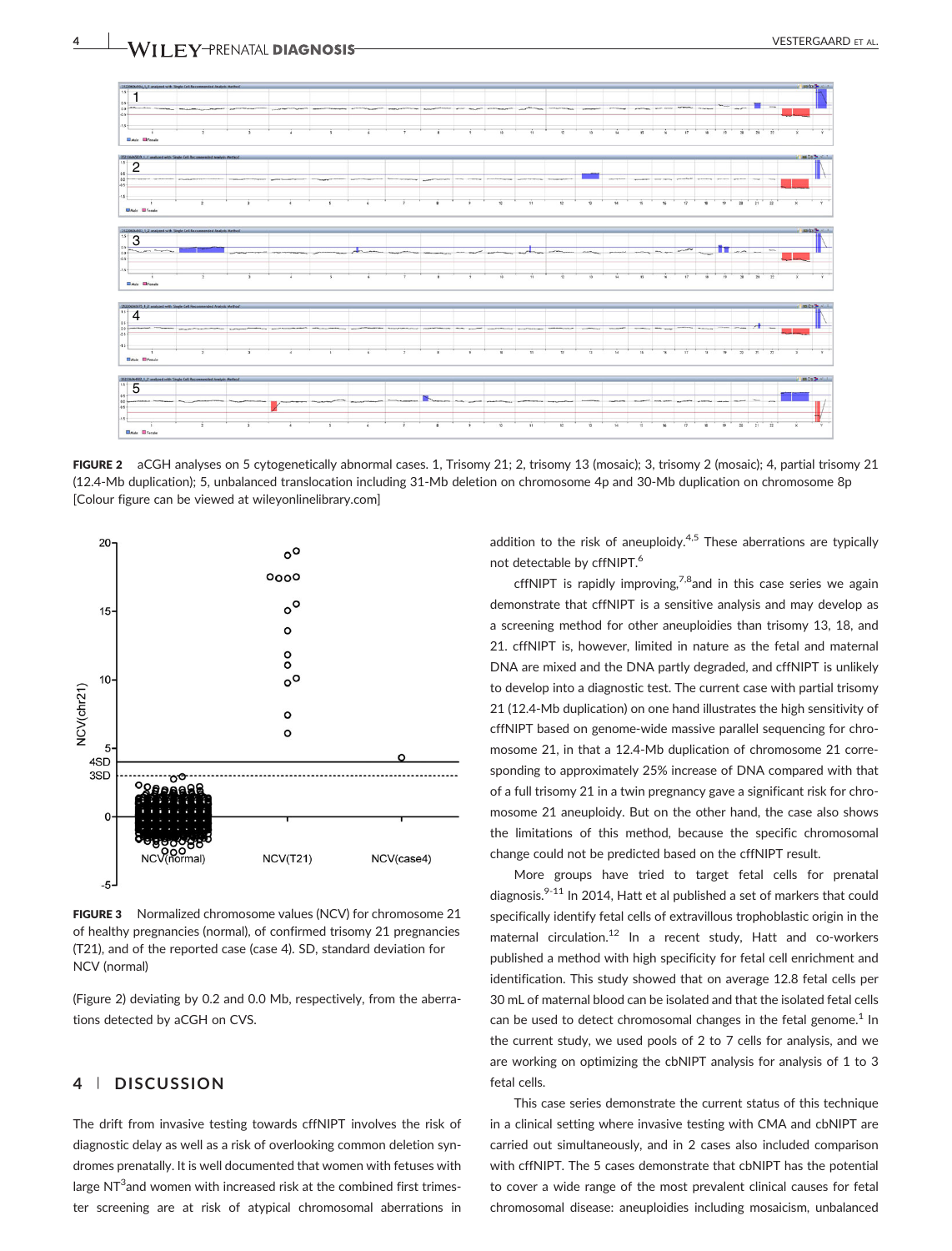**FIGURE 2** aCGH analyses on 5 cytogenetically abnormal cases. 1, Trisomy 21; 2, trisomy 13 (mosaic); 3, trisomy 2 (mosaic); 4, partial trisomy 21 (12.4-Mb duplication); 5, unbalanced translocation including 31-Mb deletion on chromosome 4p and 30-Mb duplication on chromosome 8p [Colour figure can be viewed at wileyonlinelibrary.com]

**FIGURE 3** Normalized chromosome values (NCV) for chromosome 21 of healthy pregnancies (normal), of confirmed trisomy 21 pregnancies (T21), and of the reported case (case 4). SD, standard deviation for NCV (normal)

(Figure 2) deviating by 0.2 and 0.0 Mb, respectively, from the aberrations detected by aCGH on CVS.

## 4 | DISCUSSION

The drift from invasive testing towards cffNIPT involves the risk of diagnostic delay as well as a risk of overlooking common deletion syndromes prenatally. It is well documented that women with fetuses with large NT[3] and women with increased risk at the combined first trimester screening are at risk of atypical chromosomal aberrations in addition to the risk of aneuploidy.[4,5] These aberrations are typically not detectable by cffNIPT.[6]

cffNIPT is rapidly improving,[7,8] and in this case series we again demonstrate that cffNIPT is a sensitive analysis and may develop as a screening method for other aneuploidies than trisomy 13, 18, and 21. cffNIPT is, however, limited in nature as the fetal and maternal DNA are mixed and the DNA partly degraded, and cffNIPT is unlikely to develop into a diagnostic test. The current case with partial trisomy 21 (12.4-Mb duplication) on one hand illustrates the high sensitivity of cffNIPT based on genome-wide massive parallel sequencing for chromosome 21, in that a 12.4-Mb duplication of chromosome 21 corresponding to approximately 25% increase of DNA compared with that of a full trisomy 21 in a twin pregnancy gave a significant risk for chromosome 21 aneuploidy. But on the other hand, the case also shows the limitations of this method, because the specific chromosomal change could not be predicted based on the cffNIPT result.

More groups have tried to target fetal cells for prenatal diagnosis.[9-11] In 2014, Hatt et al published a set of markers that could specifically identify fetal cells of extravillous trophoblastic origin in the maternal circulation.[12] In a recent study, Hatt and co-workers published a method with high specificity for fetal cell enrichment and identification. This study showed that on average 12.8 fetal cells per 30 mL of maternal blood can be isolated and that the isolated fetal cells can be used to detect chromosomal changes in the fetal genome.[1] In the current study, we used pools of 2 to 7 cells for analysis, and we are working on optimizing the cbNIPT analysis for analysis of 1 to 3 fetal cells.

This case series demonstrate the current status of this technique in a clinical setting where invasive testing with CMA and cbNIPT are carried out simultaneously, and in 2 cases also included comparison with cffNIPT. The 5 cases demonstrate that cbNIPT has the potential to cover a wide range of the most prevalent clinical causes for fetal chromosomal disease: aneuploidies including mosaicism, unbalanced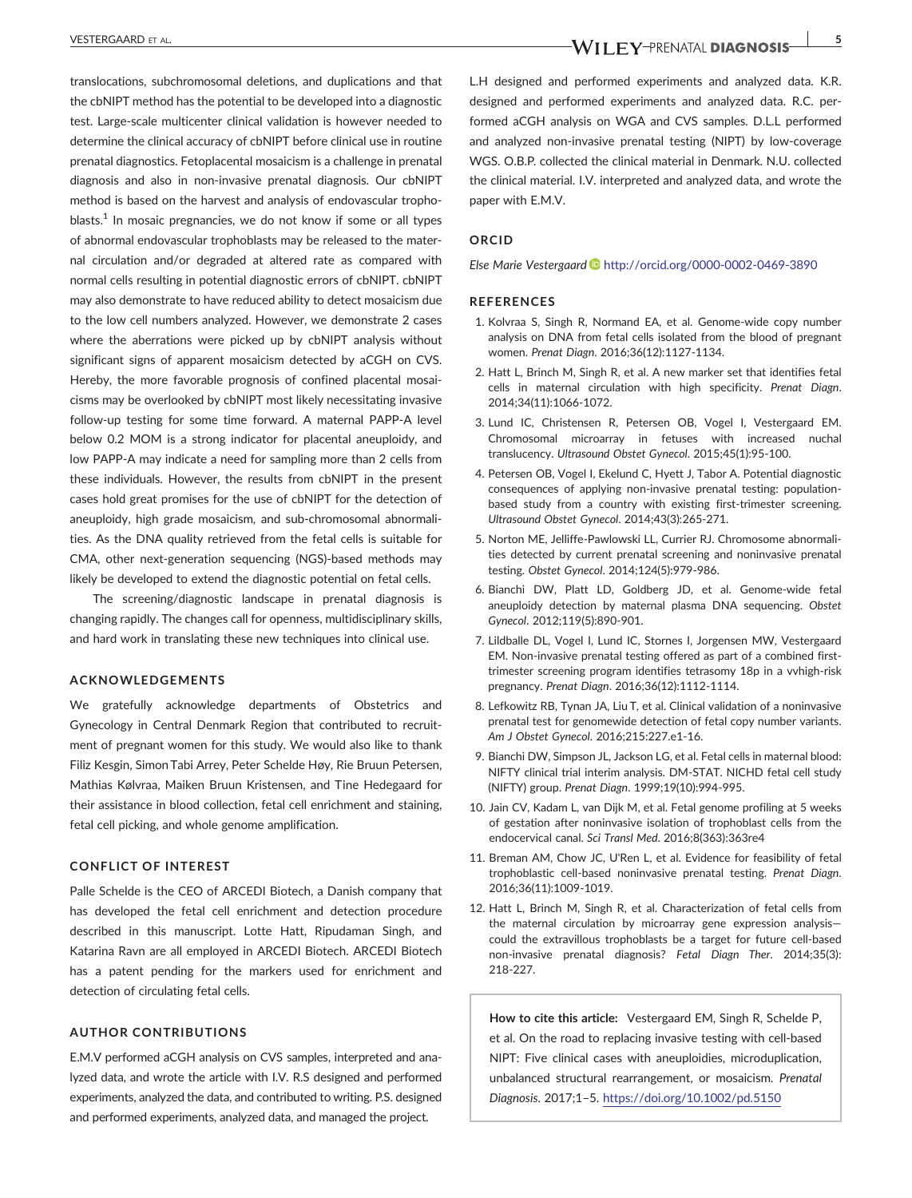translocations, subchromosomal deletions, and duplications and that the cbNIPT method has the potential to be developed into a diagnostic test. Large-scale multicenter clinical validation is however needed to determine the clinical accuracy of cbNIPT before clinical use in routine prenatal diagnostics. Fetoplacental mosaicism is a challenge in prenatal diagnosis and also in non-invasive prenatal diagnosis. Our cbNIPT method is based on the harvest and analysis of endovascular trophoblasts.[1] In mosaic pregnancies, we do not know if some or all types of abnormal endovascular trophoblasts may be released to the maternal circulation and/or degraded at altered rate as compared with normal cells resulting in potential diagnostic errors of cbNIPT. cbNIPT may also demonstrate to have reduced ability to detect mosaicism due to the low cell numbers analyzed. However, we demonstrate 2 cases where the aberrations were picked up by cbNIPT analysis without significant signs of apparent mosaicism detected by aCGH on CVS. Hereby, the more favorable prognosis of confined placental mosaicisms may be overlooked by cbNIPT most likely necessitating invasive follow-up testing for some time forward. A maternal PAPP-A level below 0.2 MOM is a strong indicator for placental aneuploidy, and low PAPP-A may indicate a need for sampling more than 2 cells from these individuals. However, the results from cbNIPT in the present cases hold great promises for the use of cbNIPT for the detection of aneuploidy, high grade mosaicism, and sub-chromosomal abnormalities. As the DNA quality retrieved from the fetal cells is suitable for CMA, other next-generation sequencing (NGS)-based methods may likely be developed to extend the diagnostic potential on fetal cells.

The screening/diagnostic landscape in prenatal diagnosis is changing rapidly. The changes call for openness, multidisciplinary skills, and hard work in translating these new techniques into clinical use.

## ACKNOWLEDGEMENTS

We gratefully acknowledge departments of Obstetrics and Gynecology in Central Denmark Region that contributed to recruitment of pregnant women for this study. We would also like to thank Filiz Kesgin, Simon Tabi Arrey, Peter Schelde Høy, Rie Bruun Petersen, Mathias Kølvraa, Maiken Bruun Kristensen, and Tine Hedegaard for their assistance in blood collection, fetal cell enrichment and staining, fetal cell picking, and whole genome amplification.

## CONFLICT OF INTEREST

Palle Schelde is the CEO of ARCEDI Biotech, a Danish company that has developed the fetal cell enrichment and detection procedure described in this manuscript. Lotte Hatt, Ripudaman Singh, and Katarina Ravn are all employed in ARCEDI Biotech. ARCEDI Biotech has a patent pending for the markers used for enrichment and detection of circulating fetal cells.

## AUTHOR CONTRIBUTIONS

E.M.V performed aCGH analysis on CVS samples, interpreted and analyzed data, and wrote the article with I.V. R.S designed and performed experiments, analyzed the data, and contributed to writing. P.S. designed and performed experiments, analyzed data, and managed the project. L.H designed and performed experiments and analyzed data. K.R. designed and performed experiments and analyzed data. R.C. performed aCGH analysis on WGA and CVS samples. D.L.L performed and analyzed non-invasive prenatal testing (NIPT) by low-coverage WGS. O.B.P. collected the clinical material in Denmark. N.U. collected the clinical material. I.V. interpreted and analyzed data, and wrote the paper with E.M.V.

## ORCID

*Else Marie Vestergaard* http://orcid.org/0000-0002-0469-3890

## REFERENCES

1. Kolvraa S, Singh R, Normand EA, et al. Genome-wide copy number analysis on DNA from fetal cells isolated from the blood of pregnant women. *Prenat Diagn*. 2016;36(12):1127-1134.
2. Hatt L, Brinch M, Singh R, et al. A new marker set that identifies fetal cells in maternal circulation with high specificity. *Prenat Diagn*. 2014;34(11):1066-1072.
3. Lund IC, Christensen R, Petersen OB, Vogel I, Vestergaard EM. Chromosomal microarray in fetuses with increased nuchal translucency. *Ultrasound Obstet Gynecol*. 2015;45(1):95-100.
4. Petersen OB, Vogel I, Ekelund C, Hyett J, Tabor A. Potential diagnostic consequences of applying non-invasive prenatal testing: population-based study from a country with existing first-trimester screening. *Ultrasound Obstet Gynecol*. 2014;43(3):265-271.
5. Norton ME, Jelliffe-Pawlowski LL, Currier RJ. Chromosome abnormalities detected by current prenatal screening and noninvasive prenatal testing. *Obstet Gynecol*. 2014;124(5):979-986.
6. Bianchi DW, Platt LD, Goldberg JD, et al. Genome-wide fetal aneuploidy detection by maternal plasma DNA sequencing. *Obstet Gynecol*. 2012;119(5):890-901.
7. Lildballe DL, Vogel I, Lund IC, Stornes I, Jorgensen MW, Vestergaard EM. Non-invasive prenatal testing offered as part of a combined first-trimester screening program identifies tetrasomy 18p in a vvhigh-risk pregnancy. *Prenat Diagn*. 2016;36(12):1112-1114.
8. Lefkowitz RB, Tynan JA, Liu T, et al. Clinical validation of a noninvasive prenatal test for genomewide detection of fetal copy number variants. *Am J Obstet Gynecol*. 2016;215:227.e1-16.
9. Bianchi DW, Simpson JL, Jackson LG, et al. Fetal cells in maternal blood: NIFTY clinical trial interim analysis. DM-STAT. NICHD fetal cell study (NIFTY) group. *Prenat Diagn*. 1999;19(10):994-995.
10. Jain CV, Kadam L, van Dijk M, et al. Fetal genome profiling at 5 weeks of gestation after noninvasive isolation of trophoblast cells from the endocervical canal. *Sci Transl Med*. 2016;8(363):363re4
11. Breman AM, Chow JC, U'Ren L, et al. Evidence for feasibility of fetal trophoblastic cell-based noninvasive prenatal testing. *Prenat Diagn*. 2016;36(11):1009-1019.
12. Hatt L, Brinch M, Singh R, et al. Characterization of fetal cells from the maternal circulation by microarray gene expression analysis—could the extravillous trophoblasts be a target for future cell-based non-invasive prenatal diagnosis? *Fetal Diagn Ther*. 2014;35(3):218-227.

**How to cite this article:** Vestergaard EM, Singh R, Schelde P, et al. On the road to replacing invasive testing with cell-based NIPT: Five clinical cases with aneuploidies, microduplication, unbalanced structural rearrangement, or mosaicism. *Prenatal Diagnosis*. 2017;1–5. https://doi.org/10.1002/pd.5150